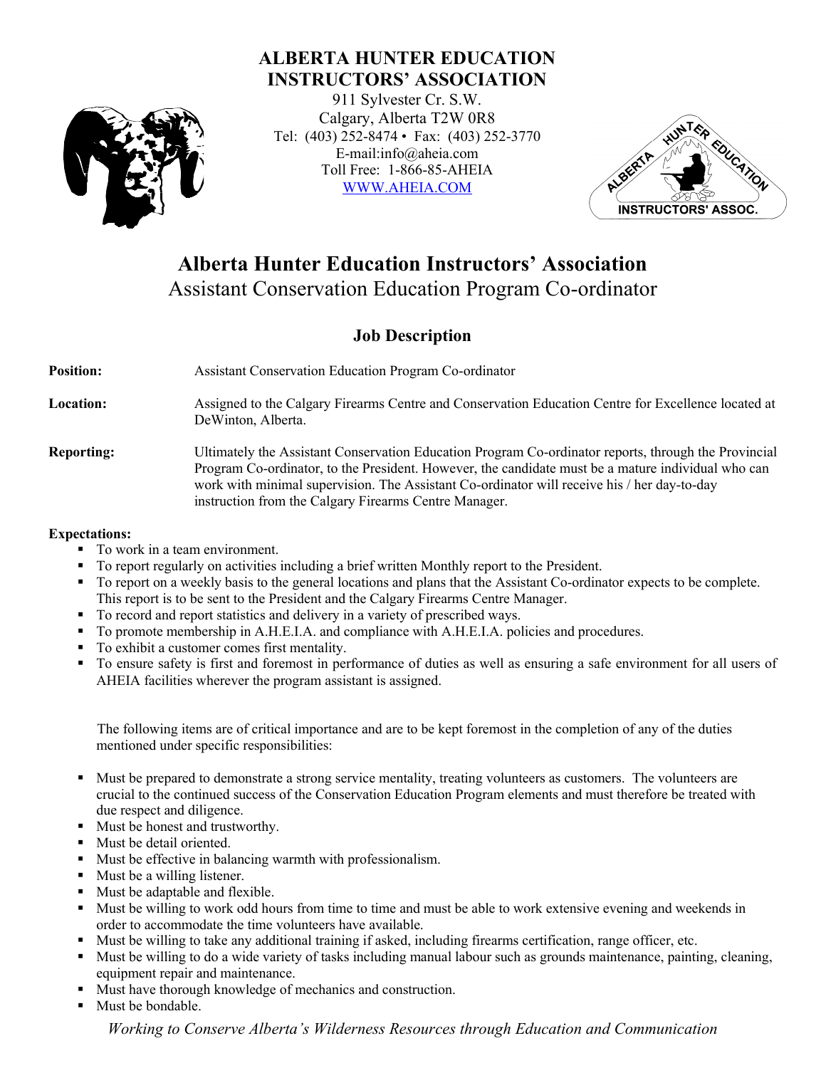# ALBERTA HUNTER EDUCATION INSTRUCTORS' ASSOCIATION

911 Sylvester Cr. S.W.
Calgary, Alberta T2W 0R8
Tel: (403) 252-8474 • Fax: (403) 252-3770
E-mail:info@aheia.com
Toll Free: 1-866-85-AHEIA
WWW.AHEIA.COM

## Alberta Hunter Education Instructors' Association
Assistant Conservation Education Program Co-ordinator

### Job Description

**Position:** Assistant Conservation Education Program Co-ordinator

**Location:** Assigned to the Calgary Firearms Centre and Conservation Education Centre for Excellence located at DeWinton, Alberta.

**Reporting:** Ultimately the Assistant Conservation Education Program Co-ordinator reports, through the Provincial Program Co-ordinator, to the President. However, the candidate must be a mature individual who can work with minimal supervision. The Assistant Co-ordinator will receive his / her day-to-day instruction from the Calgary Firearms Centre Manager.

**Expectations:**

- To work in a team environment.
- To report regularly on activities including a brief written Monthly report to the President.
- To report on a weekly basis to the general locations and plans that the Assistant Co-ordinator expects to be complete. This report is to be sent to the President and the Calgary Firearms Centre Manager.
- To record and report statistics and delivery in a variety of prescribed ways.
- To promote membership in A.H.E.I.A. and compliance with A.H.E.I.A. policies and procedures.
- To exhibit a customer comes first mentality.
- To ensure safety is first and foremost in performance of duties as well as ensuring a safe environment for all users of AHEIA facilities wherever the program assistant is assigned.

The following items are of critical importance and are to be kept foremost in the completion of any of the duties mentioned under specific responsibilities:

- Must be prepared to demonstrate a strong service mentality, treating volunteers as customers. The volunteers are crucial to the continued success of the Conservation Education Program elements and must therefore be treated with due respect and diligence.
- Must be honest and trustworthy.
- Must be detail oriented.
- Must be effective in balancing warmth with professionalism.
- Must be a willing listener.
- Must be adaptable and flexible.
- Must be willing to work odd hours from time to time and must be able to work extensive evening and weekends in order to accommodate the time volunteers have available.
- Must be willing to take any additional training if asked, including firearms certification, range officer, etc.
- Must be willing to do a wide variety of tasks including manual labour such as grounds maintenance, painting, cleaning, equipment repair and maintenance.
- Must have thorough knowledge of mechanics and construction.
- Must be bondable.

*Working to Conserve Alberta's Wilderness Resources through Education and Communication*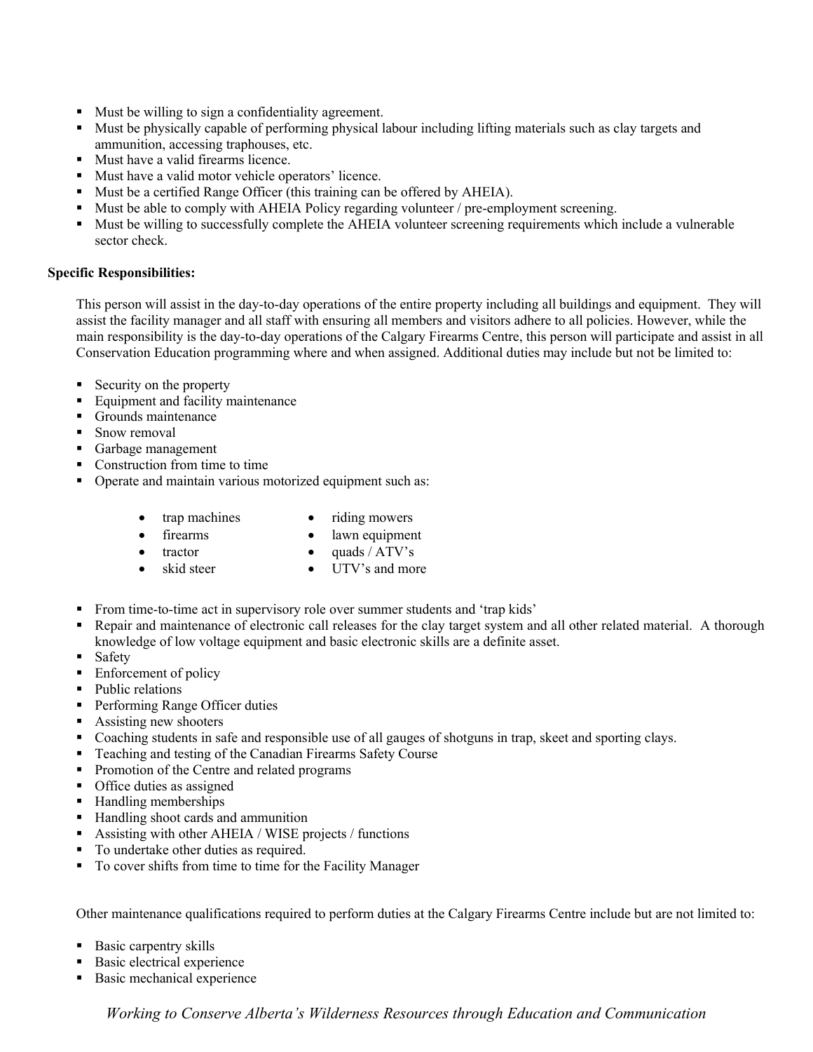- Must be willing to sign a confidentiality agreement.
- Must be physically capable of performing physical labour including lifting materials such as clay targets and ammunition, accessing traphouses, etc.
- Must have a valid firearms licence.
- Must have a valid motor vehicle operators' licence.
- Must be a certified Range Officer (this training can be offered by AHEIA).
- Must be able to comply with AHEIA Policy regarding volunteer / pre-employment screening.
- Must be willing to successfully complete the AHEIA volunteer screening requirements which include a vulnerable sector check.

**Specific Responsibilities:**

This person will assist in the day-to-day operations of the entire property including all buildings and equipment. They will assist the facility manager and all staff with ensuring all members and visitors adhere to all policies. However, while the main responsibility is the day-to-day operations of the Calgary Firearms Centre, this person will participate and assist in all Conservation Education programming where and when assigned. Additional duties may include but not be limited to:

- Security on the property
- Equipment and facility maintenance
- Grounds maintenance
- Snow removal
- Garbage management
- Construction from time to time
- Operate and maintain various motorized equipment such as:
    - trap machines
    - firearms
    - tractor
    - skid steer
    - riding mowers
    - lawn equipment
    - quads / ATV's
    - UTV's and more
- From time-to-time act in supervisory role over summer students and 'trap kids'
- Repair and maintenance of electronic call releases for the clay target system and all other related material. A thorough knowledge of low voltage equipment and basic electronic skills are a definite asset.
- Safety
- Enforcement of policy
- Public relations
- Performing Range Officer duties
- Assisting new shooters
- Coaching students in safe and responsible use of all gauges of shotguns in trap, skeet and sporting clays.
- Teaching and testing of the Canadian Firearms Safety Course
- Promotion of the Centre and related programs
- Office duties as assigned
- Handling memberships
- Handling shoot cards and ammunition
- Assisting with other AHEIA / WISE projects / functions
- To undertake other duties as required.
- To cover shifts from time to time for the Facility Manager

Other maintenance qualifications required to perform duties at the Calgary Firearms Centre include but are not limited to:

- Basic carpentry skills
- Basic electrical experience
- Basic mechanical experience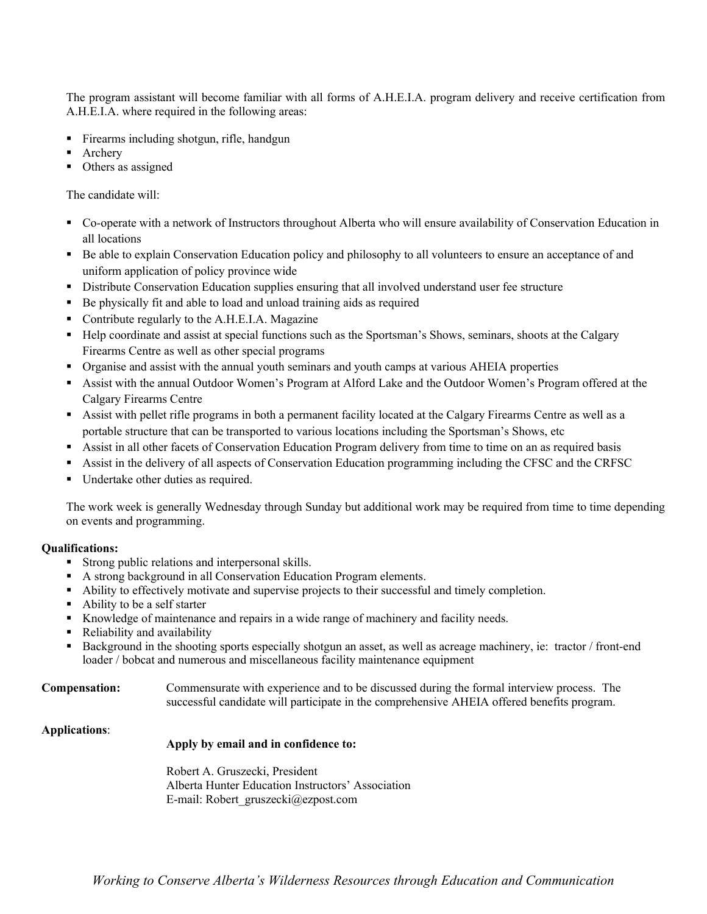The program assistant will become familiar with all forms of A.H.E.I.A. program delivery and receive certification from A.H.E.I.A. where required in the following areas:

- Firearms including shotgun, rifle, handgun
- Archery
- Others as assigned

The candidate will:

- Co-operate with a network of Instructors throughout Alberta who will ensure availability of Conservation Education in all locations
- Be able to explain Conservation Education policy and philosophy to all volunteers to ensure an acceptance of and uniform application of policy province wide
- Distribute Conservation Education supplies ensuring that all involved understand user fee structure
- Be physically fit and able to load and unload training aids as required
- Contribute regularly to the A.H.E.I.A. Magazine
- Help coordinate and assist at special functions such as the Sportsman's Shows, seminars, shoots at the Calgary Firearms Centre as well as other special programs
- Organise and assist with the annual youth seminars and youth camps at various AHEIA properties
- Assist with the annual Outdoor Women's Program at Alford Lake and the Outdoor Women's Program offered at the Calgary Firearms Centre
- Assist with pellet rifle programs in both a permanent facility located at the Calgary Firearms Centre as well as a portable structure that can be transported to various locations including the Sportsman's Shows, etc
- Assist in all other facets of Conservation Education Program delivery from time to time on an as required basis
- Assist in the delivery of all aspects of Conservation Education programming including the CFSC and the CRFSC
- Undertake other duties as required.

The work week is generally Wednesday through Sunday but additional work may be required from time to time depending on events and programming.

**Qualifications:**

- Strong public relations and interpersonal skills.
- A strong background in all Conservation Education Program elements.
- Ability to effectively motivate and supervise projects to their successful and timely completion.
- Ability to be a self starter
- Knowledge of maintenance and repairs in a wide range of machinery and facility needs.
- Reliability and availability
- Background in the shooting sports especially shotgun an asset, as well as acreage machinery, ie: tractor / front-end loader / bobcat and numerous and miscellaneous facility maintenance equipment

**Compensation:** Commensurate with experience and to be discussed during the formal interview process. The successful candidate will participate in the comprehensive AHEIA offered benefits program.

**Applications**:

**Apply by email and in confidence to:**

Robert A. Gruszecki, President
Alberta Hunter Education Instructors' Association
E-mail: Robert_gruszecki@ezpost.com

*Working to Conserve Alberta's Wilderness Resources through Education and Communication*